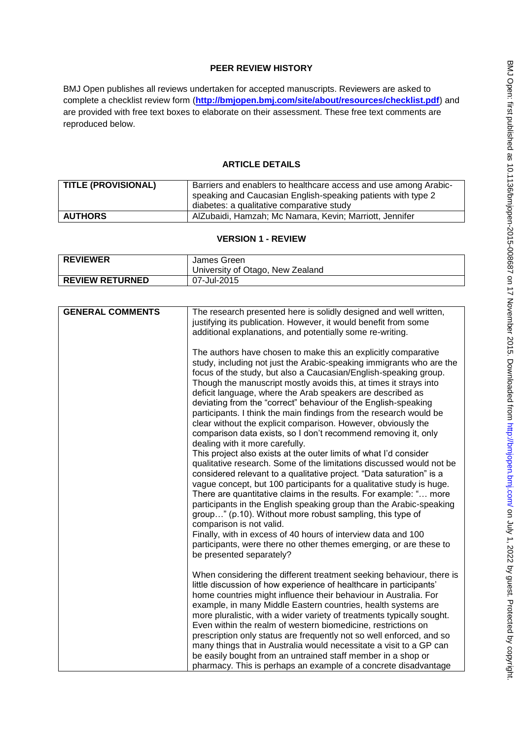## PEER REVIEW HISTORY

BMJ Open publishes all reviews undertaken for accepted manuscripts. Reviewers are asked to complete a checklist review form (**http://bmjopen.bmj.com/site/about/resources/checklist.pdf**) and are provided with free text boxes to elaborate on their assessment. These free text comments are reproduced below.

## ARTICLE DETAILS

| **TITLE (PROVISIONAL)** | Barriers and enablers to healthcare access and use among Arabic-speaking and Caucasian English-speaking patients with type 2 diabetes: a qualitative comparative study |
|---|---|
| **AUTHORS** | AlZubaidi, Hamzah; Mc Namara, Kevin; Marriott, Jennifer |

## VERSION 1 - REVIEW

| **REVIEWER** | James Green<br>University of Otago, New Zealand |
|---|---|
| **REVIEW RETURNED** | 07-Jul-2015 |

| **GENERAL COMMENTS** | The research presented here is solidly designed and well written, justifying its publication. However, it would benefit from some additional explanations, and potentially some re-writing.<br><br>The authors have chosen to make this an explicitly comparative study, including not just the Arabic-speaking immigrants who are the focus of the study, but also a Caucasian/English-speaking group. Though the manuscript mostly avoids this, at times it strays into deficit language, where the Arab speakers are described as deviating from the "correct" behaviour of the English-speaking participants. I think the main findings from the research would be clear without the explicit comparison. However, obviously the comparison data exists, so I don't recommend removing it, only dealing with it more carefully.<br>This project also exists at the outer limits of what I'd consider qualitative research. Some of the limitations discussed would not be considered relevant to a qualitative project. "Data saturation" is a vague concept, but 100 participants for a qualitative study is huge. There are quantitative claims in the results. For example: "… more participants in the English speaking group than the Arabic-speaking group…" (p.10). Without more robust sampling, this type of comparison is not valid.<br>Finally, with in excess of 40 hours of interview data and 100 participants, were there no other themes emerging, or are these to be presented separately?<br><br>When considering the different treatment seeking behaviour, there is little discussion of how experience of healthcare in participants' home countries might influence their behaviour in Australia. For example, in many Middle Eastern countries, health systems are more pluralistic, with a wider variety of treatments typically sought. Even within the realm of western biomedicine, restrictions on prescription only status are frequently not so well enforced, and so many things that in Australia would necessitate a visit to a GP can be easily bought from an untrained staff member in a shop or pharmacy. This is perhaps an example of a concrete disadvantage |
|---|---|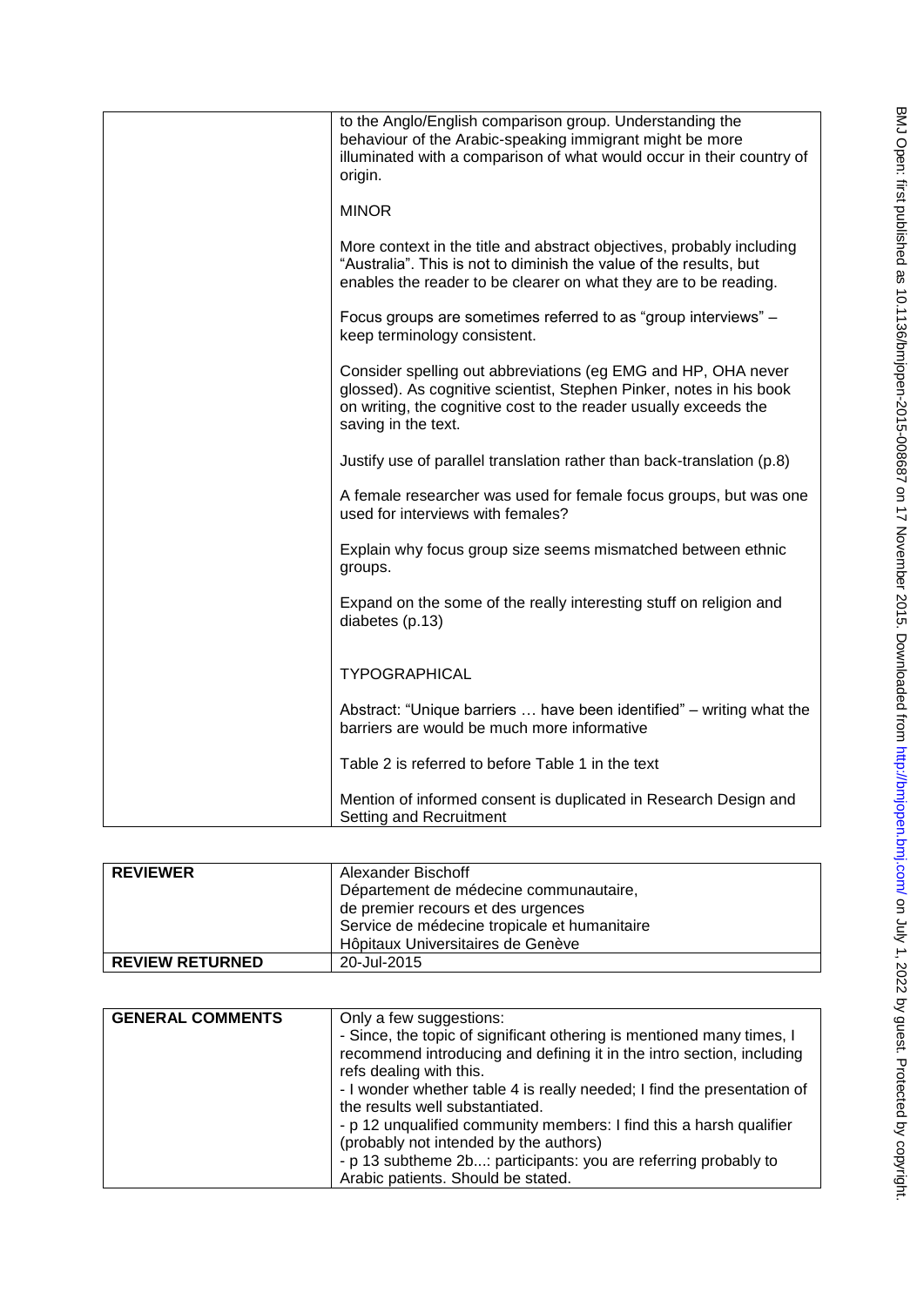| | to the Anglo/English comparison group. Understanding the behaviour of the Arabic-speaking immigrant might be more illuminated with a comparison of what would occur in their country of origin.<br><br>MINOR<br><br>More context in the title and abstract objectives, probably including "Australia". This is not to diminish the value of the results, but enables the reader to be clearer on what they are to be reading.<br><br>Focus groups are sometimes referred to as "group interviews" – keep terminology consistent.<br><br>Consider spelling out abbreviations (eg EMG and HP, OHA never glossed). As cognitive scientist, Stephen Pinker, notes in his book on writing, the cognitive cost to the reader usually exceeds the saving in the text.<br><br>Justify use of parallel translation rather than back-translation (p.8)<br><br>A female researcher was used for female focus groups, but was one used for interviews with females?<br><br>Explain why focus group size seems mismatched between ethnic groups.<br><br>Expand on the some of the really interesting stuff on religion and diabetes (p.13)<br><br>TYPOGRAPHICAL<br><br>Abstract: "Unique barriers … have been identified" – writing what the barriers are would be much more informative<br><br>Table 2 is referred to before Table 1 in the text<br><br>Mention of informed consent is duplicated in Research Design and Setting and Recruitment |
|---|---|

| REVIEWER | Alexander Bischoff<br>Département de médecine communautaire, de premier recours et des urgences<br>Service de médecine tropicale et humanitaire<br>Hôpitaux Universitaires de Genève |
|---|---|
| REVIEW RETURNED | 20-Jul-2015 |

| GENERAL COMMENTS | Only a few suggestions:<br>- Since, the topic of significant othering is mentioned many times, I recommend introducing and defining it in the intro section, including refs dealing with this.<br>- I wonder whether table 4 is really needed; I find the presentation of the results well substantiated.<br>- p 12 unqualified community members: I find this a harsh qualifier (probably not intended by the authors)<br>- p 13 subtheme 2b...: participants: you are referring probably to Arabic patients. Should be stated. |
|---|---|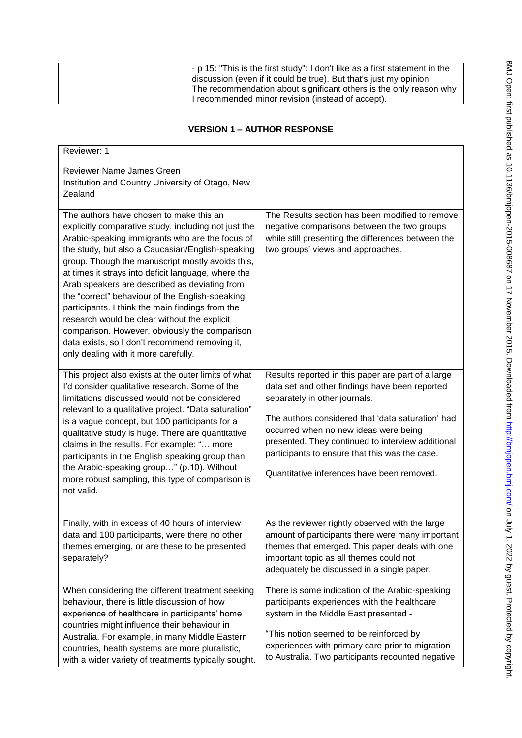| | |
|---|---|
| | - p 15: "This is the first study": I don't like as a first statement in the discussion (even if it could be true). But that's just my opinion. The recommendation about significant others is the only reason why I recommended minor revision (instead of accept). |

## VERSION 1 – AUTHOR RESPONSE

| Reviewer: 1<br><br>Reviewer Name James Green<br>Institution and Country University of Otago, New Zealand | |
|---|---|
| The authors have chosen to make this an explicitly comparative study, including not just the Arabic-speaking immigrants who are the focus of the study, but also a Caucasian/English-speaking group. Though the manuscript mostly avoids this, at times it strays into deficit language, where the Arab speakers are described as deviating from the "correct" behaviour of the English-speaking participants. I think the main findings from the research would be clear without the explicit comparison. However, obviously the comparison data exists, so I don't recommend removing it, only dealing with it more carefully. | The Results section has been modified to remove negative comparisons between the two groups while still presenting the differences between the two groups' views and approaches. |
| This project also exists at the outer limits of what I'd consider qualitative research. Some of the limitations discussed would not be considered relevant to a qualitative project. "Data saturation" is a vague concept, but 100 participants for a qualitative study is huge. There are quantitative claims in the results. For example: "… more participants in the English speaking group than the Arabic-speaking group…" (p.10). Without more robust sampling, this type of comparison is not valid. | Results reported in this paper are part of a large data set and other findings have been reported separately in other journals.<br><br>The authors considered that 'data saturation' had occurred when no new ideas were being presented. They continued to interview additional participants to ensure that this was the case.<br><br>Quantitative inferences have been removed. |
| Finally, with in excess of 40 hours of interview data and 100 participants, were there no other themes emerging, or are these to be presented separately? | As the reviewer rightly observed with the large amount of participants there were many important themes that emerged. This paper deals with one important topic as all themes could not adequately be discussed in a single paper. |
| When considering the different treatment seeking behaviour, there is little discussion of how experience of healthcare in participants' home countries might influence their behaviour in Australia. For example, in many Middle Eastern countries, health systems are more pluralistic, with a wider variety of treatments typically sought. | There is some indication of the Arabic-speaking participants experiences with the healthcare system in the Middle East presented -<br><br>"This notion seemed to be reinforced by experiences with primary care prior to migration to Australia. Two participants recounted negative |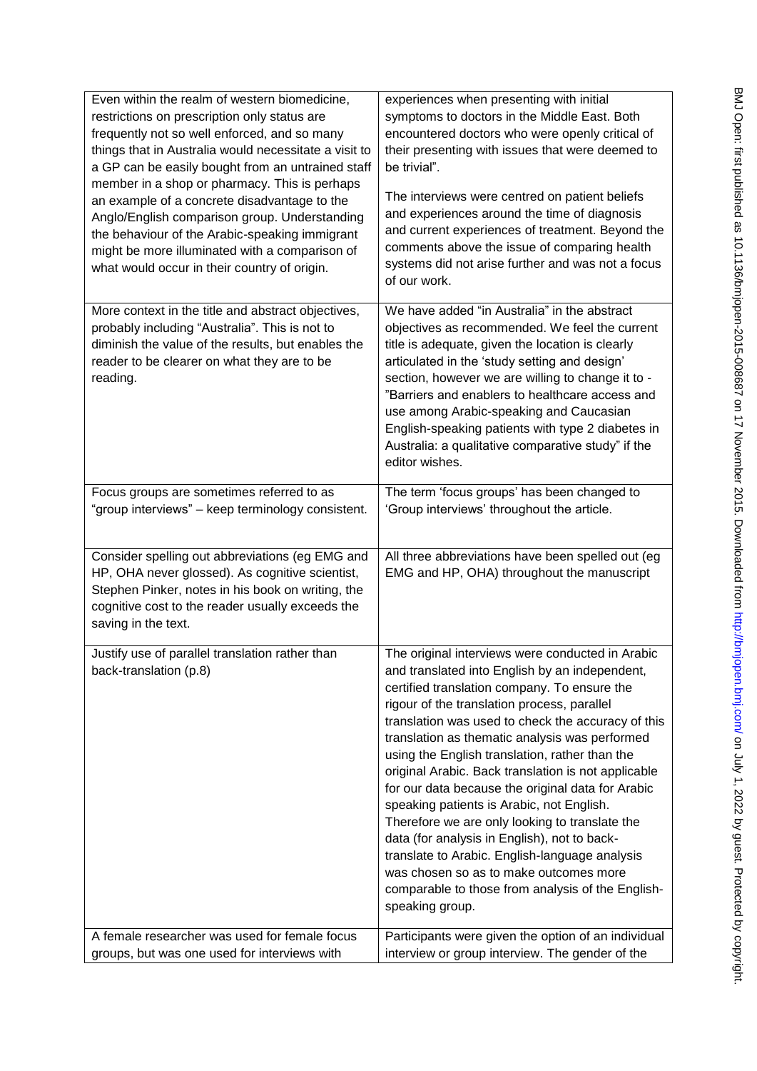| | |
|---|---|
| Even within the realm of western biomedicine, restrictions on prescription only status are frequently not so well enforced, and so many things that in Australia would necessitate a visit to a GP can be easily bought from an untrained staff member in a shop or pharmacy. This is perhaps an example of a concrete disadvantage to the Anglo/English comparison group. Understanding the behaviour of the Arabic-speaking immigrant might be more illuminated with a comparison of what would occur in their country of origin. | experiences when presenting with initial symptoms to doctors in the Middle East. Both encountered doctors who were openly critical of their presenting with issues that were deemed to be trivial".<br><br>The interviews were centred on patient beliefs and experiences around the time of diagnosis and current experiences of treatment. Beyond the comments above the issue of comparing health systems did not arise further and was not a focus of our work. |
| More context in the title and abstract objectives, probably including "Australia". This is not to diminish the value of the results, but enables the reader to be clearer on what they are to be reading. | We have added "in Australia" in the abstract objectives as recommended. We feel the current title is adequate, given the location is clearly articulated in the 'study setting and design' section, however we are willing to change it to - "Barriers and enablers to healthcare access and use among Arabic-speaking and Caucasian English-speaking patients with type 2 diabetes in Australia: a qualitative comparative study" if the editor wishes. |
| Focus groups are sometimes referred to as "group interviews" – keep terminology consistent. | The term 'focus groups' has been changed to 'Group interviews' throughout the article. |
| Consider spelling out abbreviations (eg EMG and HP, OHA never glossed). As cognitive scientist, Stephen Pinker, notes in his book on writing, the cognitive cost to the reader usually exceeds the saving in the text. | All three abbreviations have been spelled out (eg EMG and HP, OHA) throughout the manuscript |
| Justify use of parallel translation rather than back-translation (p.8) | The original interviews were conducted in Arabic and translated into English by an independent, certified translation company. To ensure the rigour of the translation process, parallel translation was used to check the accuracy of this translation as thematic analysis was performed using the English translation, rather than the original Arabic. Back translation is not applicable for our data because the original data for Arabic speaking patients is Arabic, not English. Therefore we are only looking to translate the data (for analysis in English), not to back-translate to Arabic. English-language analysis was chosen so as to make outcomes more comparable to those from analysis of the English-speaking group. |
| A female researcher was used for female focus groups, but was one used for interviews with | Participants were given the option of an individual interview or group interview. The gender of the |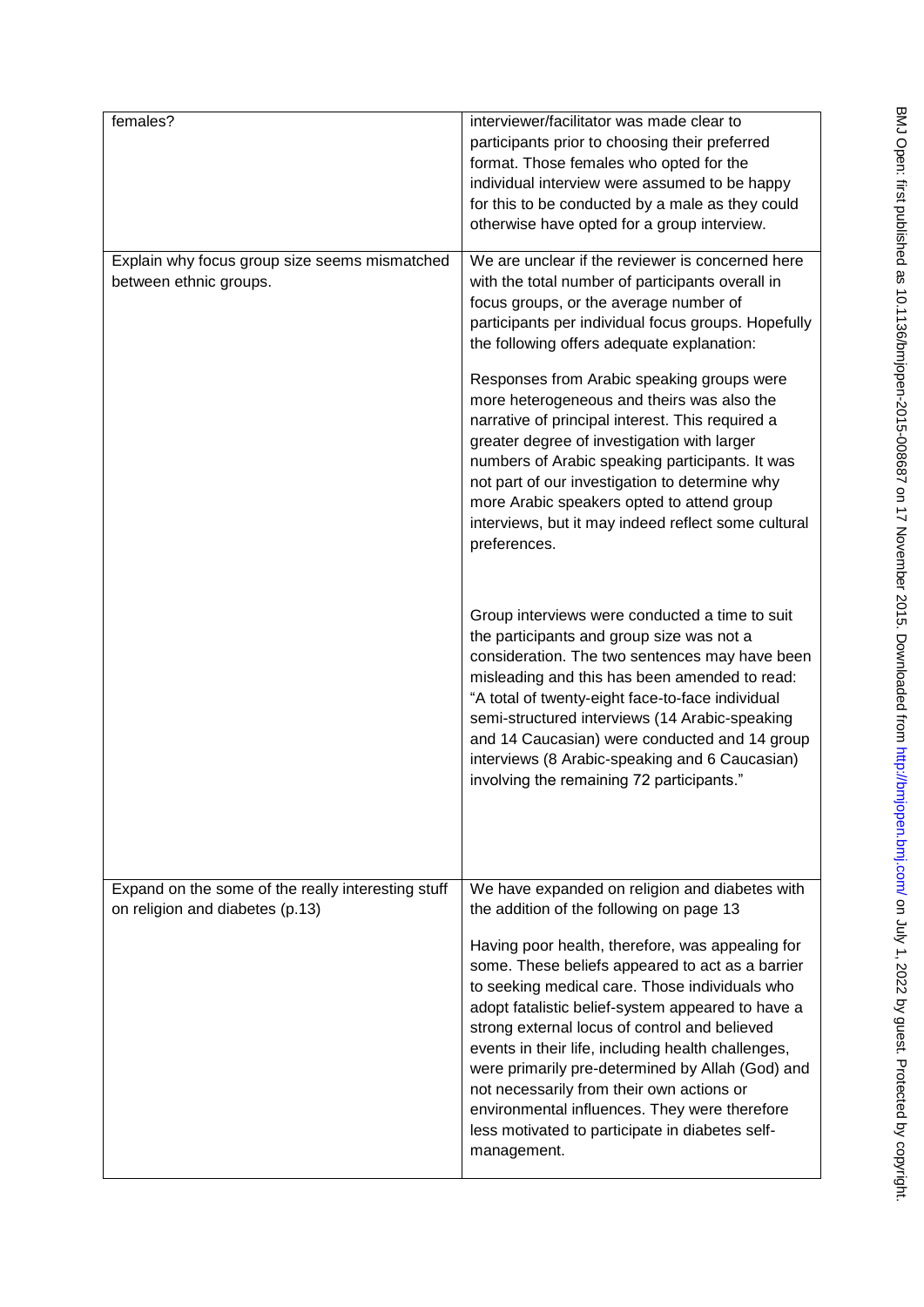| | |
|---|---|
| females? | interviewer/facilitator was made clear to participants prior to choosing their preferred format. Those females who opted for the individual interview were assumed to be happy for this to be conducted by a male as they could otherwise have opted for a group interview. |
| Explain why focus group size seems mismatched between ethnic groups. | We are unclear if the reviewer is concerned here with the total number of participants overall in focus groups, or the average number of participants per individual focus groups. Hopefully the following offers adequate explanation:<br><br>Responses from Arabic speaking groups were more heterogeneous and theirs was also the narrative of principal interest. This required a greater degree of investigation with larger numbers of Arabic speaking participants. It was not part of our investigation to determine why more Arabic speakers opted to attend group interviews, but it may indeed reflect some cultural preferences.<br><br>Group interviews were conducted a time to suit the participants and group size was not a consideration. The two sentences may have been misleading and this has been amended to read: "A total of twenty-eight face-to-face individual semi-structured interviews (14 Arabic-speaking and 14 Caucasian) were conducted and 14 group interviews (8 Arabic-speaking and 6 Caucasian) involving the remaining 72 participants." |
| Expand on the some of the really interesting stuff on religion and diabetes (p.13) | We have expanded on religion and diabetes with the addition of the following on page 13<br><br>Having poor health, therefore, was appealing for some. These beliefs appeared to act as a barrier to seeking medical care. Those individuals who adopt fatalistic belief-system appeared to have a strong external locus of control and believed events in their life, including health challenges, were primarily pre-determined by Allah (God) and not necessarily from their own actions or environmental influences. They were therefore less motivated to participate in diabetes self-management. |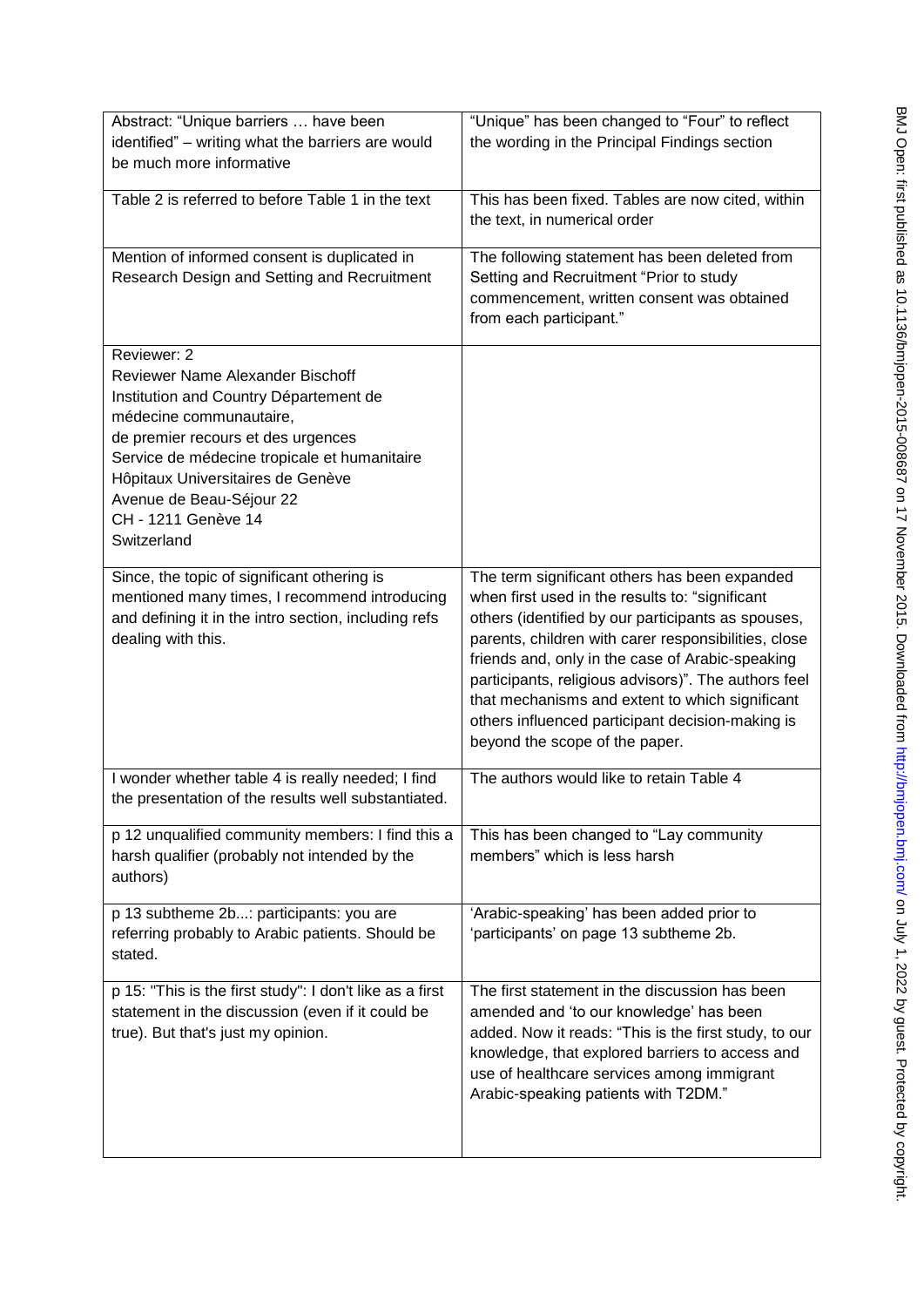| | |
|---|---|
| Abstract: "Unique barriers … have been identified" – writing what the barriers are would be much more informative | "Unique" has been changed to "Four" to reflect the wording in the Principal Findings section |
| Table 2 is referred to before Table 1 in the text | This has been fixed. Tables are now cited, within the text, in numerical order |
| Mention of informed consent is duplicated in Research Design and Setting and Recruitment | The following statement has been deleted from Setting and Recruitment "Prior to study commencement, written consent was obtained from each participant." |
| Reviewer: 2<br>Reviewer Name Alexander Bischoff<br>Institution and Country Département de médecine communautaire,<br>de premier recours et des urgences<br>Service de médecine tropicale et humanitaire<br>Hôpitaux Universitaires de Genève<br>Avenue de Beau-Séjour 22<br>CH - 1211 Genève 14<br>Switzerland | |
| Since, the topic of significant othering is mentioned many times, I recommend introducing and defining it in the intro section, including refs dealing with this. | The term significant others has been expanded when first used in the results to: "significant others (identified by our participants as spouses, parents, children with carer responsibilities, close friends and, only in the case of Arabic-speaking participants, religious advisors)". The authors feel that mechanisms and extent to which significant others influenced participant decision-making is beyond the scope of the paper. |
| I wonder whether table 4 is really needed; I find the presentation of the results well substantiated. | The authors would like to retain Table 4 |
| p 12 unqualified community members: I find this a harsh qualifier (probably not intended by the authors) | This has been changed to "Lay community members" which is less harsh |
| p 13 subtheme 2b...: participants: you are referring probably to Arabic patients. Should be stated. | 'Arabic-speaking' has been added prior to 'participants' on page 13 subtheme 2b. |
| p 15: "This is the first study": I don't like as a first statement in the discussion (even if it could be true). But that's just my opinion. | The first statement in the discussion has been amended and 'to our knowledge' has been added. Now it reads: "This is the first study, to our knowledge, that explored barriers to access and use of healthcare services among immigrant Arabic-speaking patients with T2DM." |